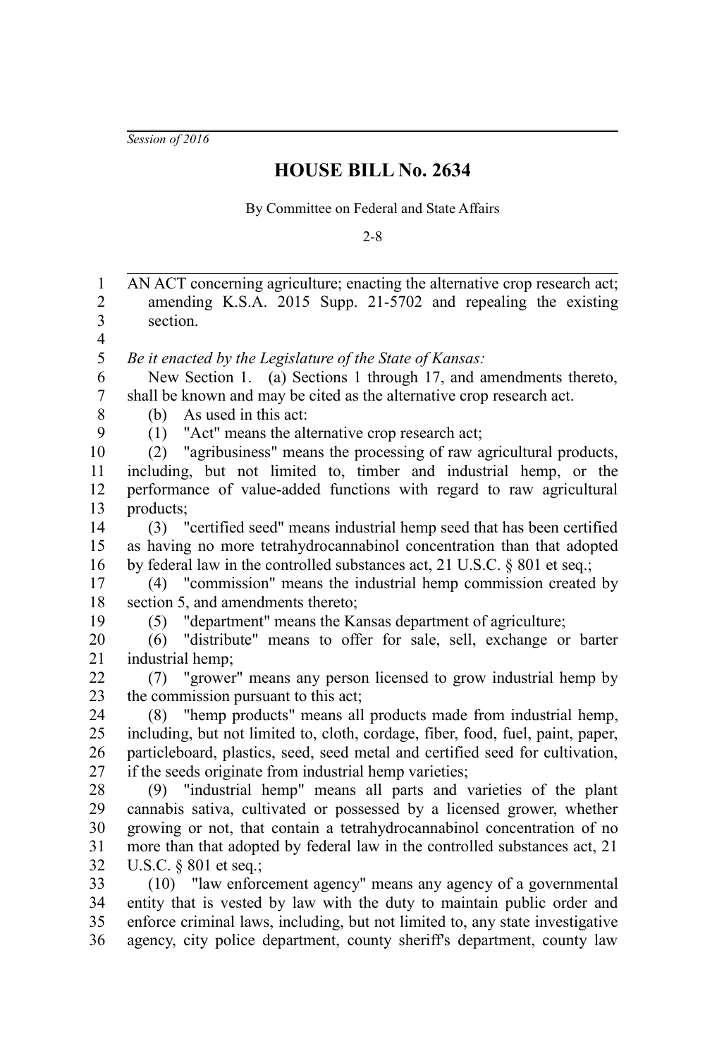*Session of 2016*

# HOUSE BILL No. 2634

By Committee on Federal and State Affairs

2-8

AN ACT concerning agriculture; enacting the alternative crop research act; amending K.S.A. 2015 Supp. 21-5702 and repealing the existing section.

*Be it enacted by the Legislature of the State of Kansas:*

New Section 1. (a) Sections 1 through 17, and amendments thereto, shall be known and may be cited as the alternative crop research act.

(b) As used in this act:

(1) "Act" means the alternative crop research act;

(2) "agribusiness" means the processing of raw agricultural products, including, but not limited to, timber and industrial hemp, or the performance of value-added functions with regard to raw agricultural products;

(3) "certified seed" means industrial hemp seed that has been certified as having no more tetrahydrocannabinol concentration than that adopted by federal law in the controlled substances act, 21 U.S.C. § 801 et seq.;

(4) "commission" means the industrial hemp commission created by section 5, and amendments thereto;

(5) "department" means the Kansas department of agriculture;

(6) "distribute" means to offer for sale, sell, exchange or barter industrial hemp;

(7) "grower" means any person licensed to grow industrial hemp by the commission pursuant to this act;

(8) "hemp products" means all products made from industrial hemp, including, but not limited to, cloth, cordage, fiber, food, fuel, paint, paper, particleboard, plastics, seed, seed metal and certified seed for cultivation, if the seeds originate from industrial hemp varieties;

(9) "industrial hemp" means all parts and varieties of the plant cannabis sativa, cultivated or possessed by a licensed grower, whether growing or not, that contain a tetrahydrocannabinol concentration of no more than that adopted by federal law in the controlled substances act, 21 U.S.C. § 801 et seq.;

(10) "law enforcement agency" means any agency of a governmental entity that is vested by law with the duty to maintain public order and enforce criminal laws, including, but not limited to, any state investigative agency, city police department, county sheriff's department, county law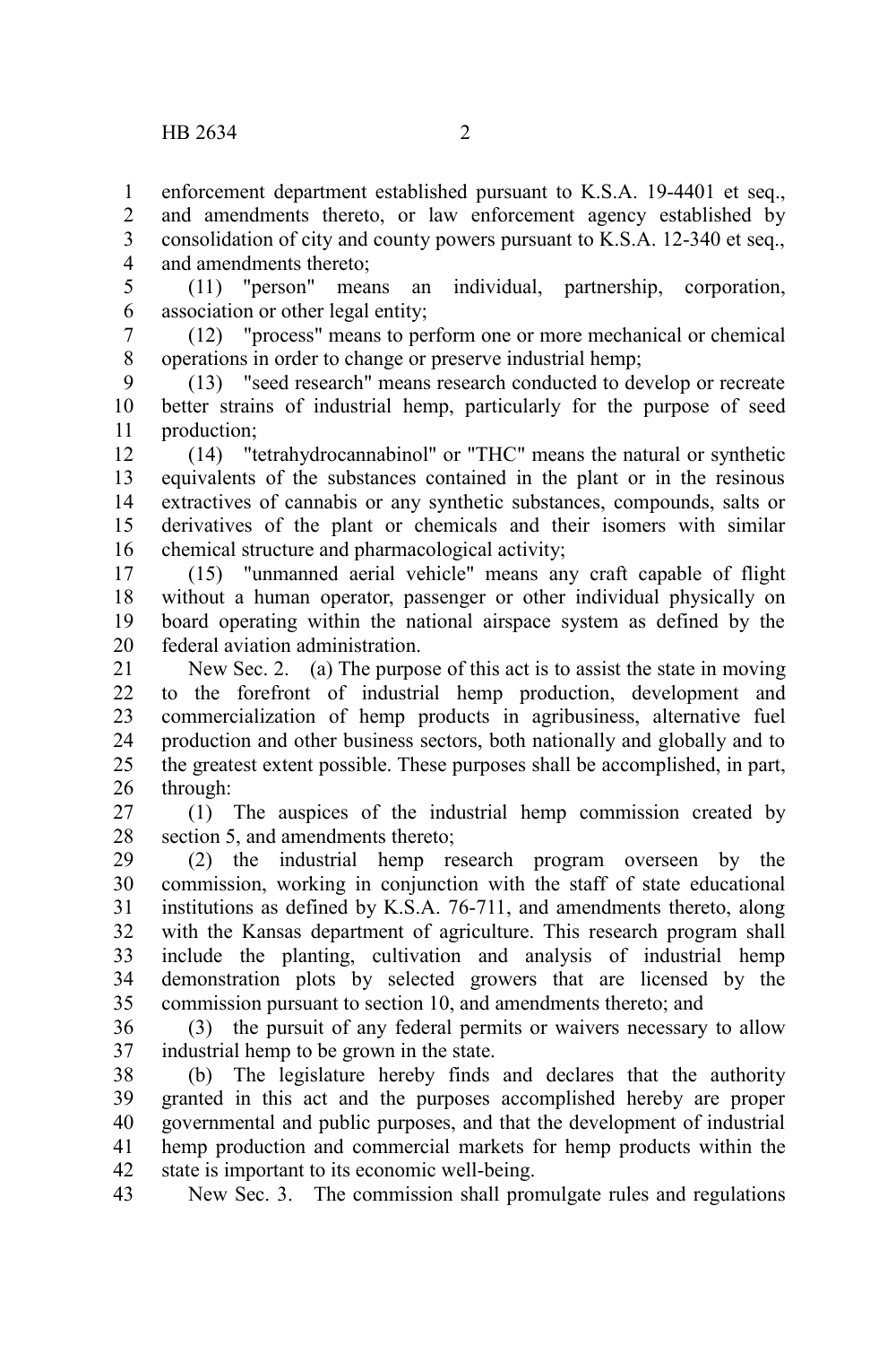enforcement department established pursuant to K.S.A. 19-4401 et seq., and amendments thereto, or law enforcement agency established by consolidation of city and county powers pursuant to K.S.A. 12-340 et seq., and amendments thereto;

(11) "person" means an individual, partnership, corporation, association or other legal entity;

(12) "process" means to perform one or more mechanical or chemical operations in order to change or preserve industrial hemp;

(13) "seed research" means research conducted to develop or recreate better strains of industrial hemp, particularly for the purpose of seed production;

(14) "tetrahydrocannabinol" or "THC" means the natural or synthetic equivalents of the substances contained in the plant or in the resinous extractives of cannabis or any synthetic substances, compounds, salts or derivatives of the plant or chemicals and their isomers with similar chemical structure and pharmacological activity;

(15) "unmanned aerial vehicle" means any craft capable of flight without a human operator, passenger or other individual physically on board operating within the national airspace system as defined by the federal aviation administration.

New Sec. 2. (a) The purpose of this act is to assist the state in moving to the forefront of industrial hemp production, development and commercialization of hemp products in agribusiness, alternative fuel production and other business sectors, both nationally and globally and to the greatest extent possible. These purposes shall be accomplished, in part, through:

(1) The auspices of the industrial hemp commission created by section 5, and amendments thereto;

(2) the industrial hemp research program overseen by the commission, working in conjunction with the staff of state educational institutions as defined by K.S.A. 76-711, and amendments thereto, along with the Kansas department of agriculture. This research program shall include the planting, cultivation and analysis of industrial hemp demonstration plots by selected growers that are licensed by the commission pursuant to section 10, and amendments thereto; and

(3) the pursuit of any federal permits or waivers necessary to allow industrial hemp to be grown in the state.

(b) The legislature hereby finds and declares that the authority granted in this act and the purposes accomplished hereby are proper governmental and public purposes, and that the development of industrial hemp production and commercial markets for hemp products within the state is important to its economic well-being.

New Sec. 3. The commission shall promulgate rules and regulations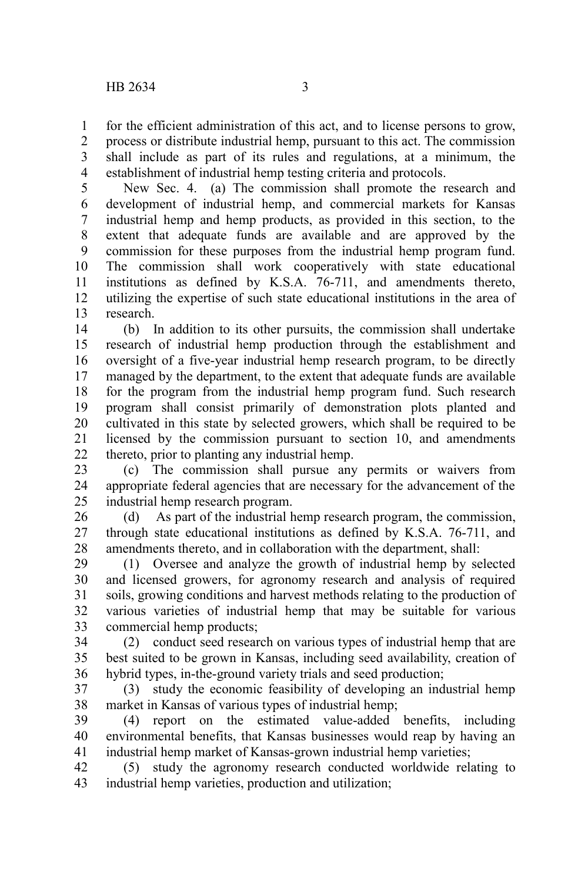for the efficient administration of this act, and to license persons to grow, process or distribute industrial hemp, pursuant to this act. The commission shall include as part of its rules and regulations, at a minimum, the establishment of industrial hemp testing criteria and protocols.

New Sec. 4. (a) The commission shall promote the research and development of industrial hemp, and commercial markets for Kansas industrial hemp and hemp products, as provided in this section, to the extent that adequate funds are available and are approved by the commission for these purposes from the industrial hemp program fund. The commission shall work cooperatively with state educational institutions as defined by K.S.A. 76-711, and amendments thereto, utilizing the expertise of such state educational institutions in the area of research.

(b) In addition to its other pursuits, the commission shall undertake research of industrial hemp production through the establishment and oversight of a five-year industrial hemp research program, to be directly managed by the department, to the extent that adequate funds are available for the program from the industrial hemp program fund. Such research program shall consist primarily of demonstration plots planted and cultivated in this state by selected growers, which shall be required to be licensed by the commission pursuant to section 10, and amendments thereto, prior to planting any industrial hemp.

(c) The commission shall pursue any permits or waivers from appropriate federal agencies that are necessary for the advancement of the industrial hemp research program.

(d) As part of the industrial hemp research program, the commission, through state educational institutions as defined by K.S.A. 76-711, and amendments thereto, and in collaboration with the department, shall:

(1) Oversee and analyze the growth of industrial hemp by selected and licensed growers, for agronomy research and analysis of required soils, growing conditions and harvest methods relating to the production of various varieties of industrial hemp that may be suitable for various commercial hemp products;

(2) conduct seed research on various types of industrial hemp that are best suited to be grown in Kansas, including seed availability, creation of hybrid types, in-the-ground variety trials and seed production;

(3) study the economic feasibility of developing an industrial hemp market in Kansas of various types of industrial hemp;

(4) report on the estimated value-added benefits, including environmental benefits, that Kansas businesses would reap by having an industrial hemp market of Kansas-grown industrial hemp varieties;

(5) study the agronomy research conducted worldwide relating to industrial hemp varieties, production and utilization;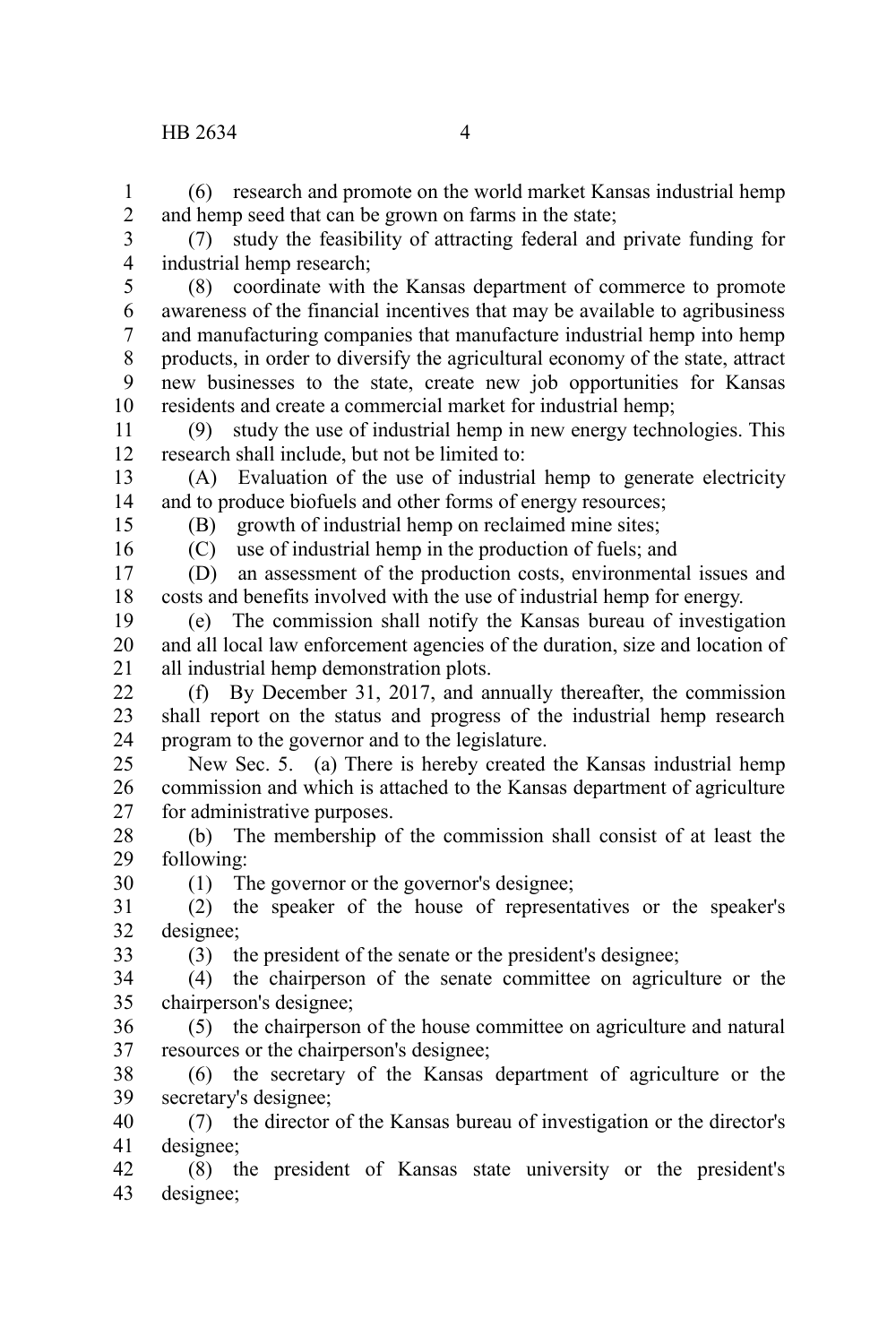(6) research and promote on the world market Kansas industrial hemp and hemp seed that can be grown on farms in the state;

(7) study the feasibility of attracting federal and private funding for industrial hemp research;

(8) coordinate with the Kansas department of commerce to promote awareness of the financial incentives that may be available to agribusiness and manufacturing companies that manufacture industrial hemp into hemp products, in order to diversify the agricultural economy of the state, attract new businesses to the state, create new job opportunities for Kansas residents and create a commercial market for industrial hemp;

(9) study the use of industrial hemp in new energy technologies. This research shall include, but not be limited to:

(A) Evaluation of the use of industrial hemp to generate electricity and to produce biofuels and other forms of energy resources;

(B) growth of industrial hemp on reclaimed mine sites;

(C) use of industrial hemp in the production of fuels; and

(D) an assessment of the production costs, environmental issues and costs and benefits involved with the use of industrial hemp for energy.

(e) The commission shall notify the Kansas bureau of investigation and all local law enforcement agencies of the duration, size and location of all industrial hemp demonstration plots.

(f) By December 31, 2017, and annually thereafter, the commission shall report on the status and progress of the industrial hemp research program to the governor and to the legislature.

New Sec. 5. (a) There is hereby created the Kansas industrial hemp commission and which is attached to the Kansas department of agriculture for administrative purposes.

(b) The membership of the commission shall consist of at least the following:

(1) The governor or the governor's designee;

(2) the speaker of the house of representatives or the speaker's designee;

(3) the president of the senate or the president's designee;

(4) the chairperson of the senate committee on agriculture or the chairperson's designee;

(5) the chairperson of the house committee on agriculture and natural resources or the chairperson's designee;

(6) the secretary of the Kansas department of agriculture or the secretary's designee;

(7) the director of the Kansas bureau of investigation or the director's designee;

(8) the president of Kansas state university or the president's designee;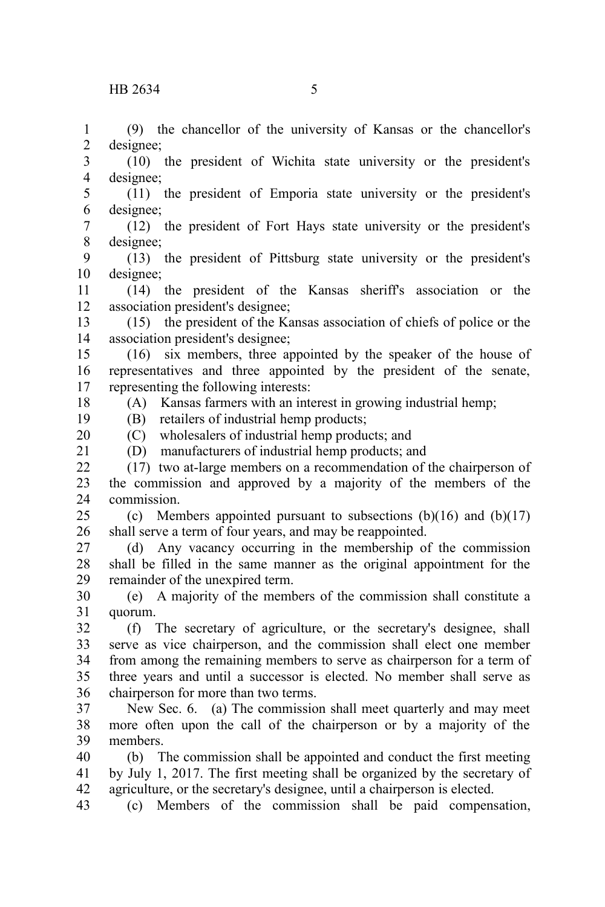(9) the chancellor of the university of Kansas or the chancellor's designee;

(10) the president of Wichita state university or the president's designee;

(11) the president of Emporia state university or the president's designee;

(12) the president of Fort Hays state university or the president's designee;

(13) the president of Pittsburg state university or the president's designee;

(14) the president of the Kansas sheriff's association or the association president's designee;

(15) the president of the Kansas association of chiefs of police or the association president's designee;

(16) six members, three appointed by the speaker of the house of representatives and three appointed by the president of the senate, representing the following interests:

(A) Kansas farmers with an interest in growing industrial hemp;

(B) retailers of industrial hemp products;

(C) wholesalers of industrial hemp products; and

(D) manufacturers of industrial hemp products; and

(17) two at-large members on a recommendation of the chairperson of the commission and approved by a majority of the members of the commission.

(c) Members appointed pursuant to subsections (b)(16) and (b)(17) shall serve a term of four years, and may be reappointed.

(d) Any vacancy occurring in the membership of the commission shall be filled in the same manner as the original appointment for the remainder of the unexpired term.

(e) A majority of the members of the commission shall constitute a quorum.

(f) The secretary of agriculture, or the secretary's designee, shall serve as vice chairperson, and the commission shall elect one member from among the remaining members to serve as chairperson for a term of three years and until a successor is elected. No member shall serve as chairperson for more than two terms.

New Sec. 6. (a) The commission shall meet quarterly and may meet more often upon the call of the chairperson or by a majority of the members.

(b) The commission shall be appointed and conduct the first meeting by July 1, 2017. The first meeting shall be organized by the secretary of agriculture, or the secretary's designee, until a chairperson is elected.

(c) Members of the commission shall be paid compensation,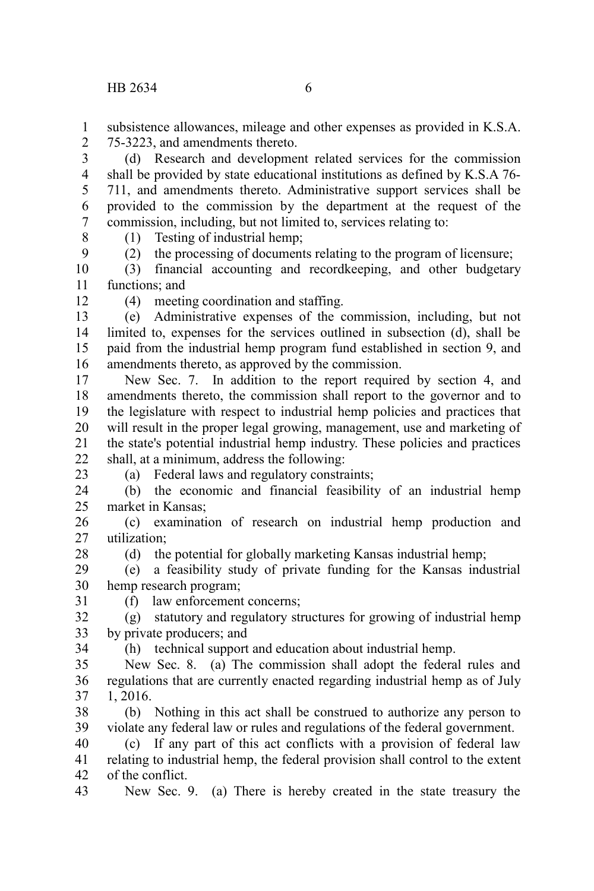subsistence allowances, mileage and other expenses as provided in K.S.A. 75-3223, and amendments thereto.

(d) Research and development related services for the commission shall be provided by state educational institutions as defined by K.S.A 76-711, and amendments thereto. Administrative support services shall be provided to the commission by the department at the request of the commission, including, but not limited to, services relating to:

(1) Testing of industrial hemp;

(2) the processing of documents relating to the program of licensure;

(3) financial accounting and recordkeeping, and other budgetary functions; and

(4) meeting coordination and staffing.

(e) Administrative expenses of the commission, including, but not limited to, expenses for the services outlined in subsection (d), shall be paid from the industrial hemp program fund established in section 9, and amendments thereto, as approved by the commission.

New Sec. 7. In addition to the report required by section 4, and amendments thereto, the commission shall report to the governor and to the legislature with respect to industrial hemp policies and practices that will result in the proper legal growing, management, use and marketing of the state's potential industrial hemp industry. These policies and practices shall, at a minimum, address the following:

(a) Federal laws and regulatory constraints;

(b) the economic and financial feasibility of an industrial hemp market in Kansas;

(c) examination of research on industrial hemp production and utilization;

(d) the potential for globally marketing Kansas industrial hemp;

(e) a feasibility study of private funding for the Kansas industrial hemp research program;

(f) law enforcement concerns;

(g) statutory and regulatory structures for growing of industrial hemp by private producers; and

(h) technical support and education about industrial hemp.

New Sec. 8. (a) The commission shall adopt the federal rules and regulations that are currently enacted regarding industrial hemp as of July 1, 2016.

(b) Nothing in this act shall be construed to authorize any person to violate any federal law or rules and regulations of the federal government.

(c) If any part of this act conflicts with a provision of federal law relating to industrial hemp, the federal provision shall control to the extent of the conflict.

New Sec. 9. (a) There is hereby created in the state treasury the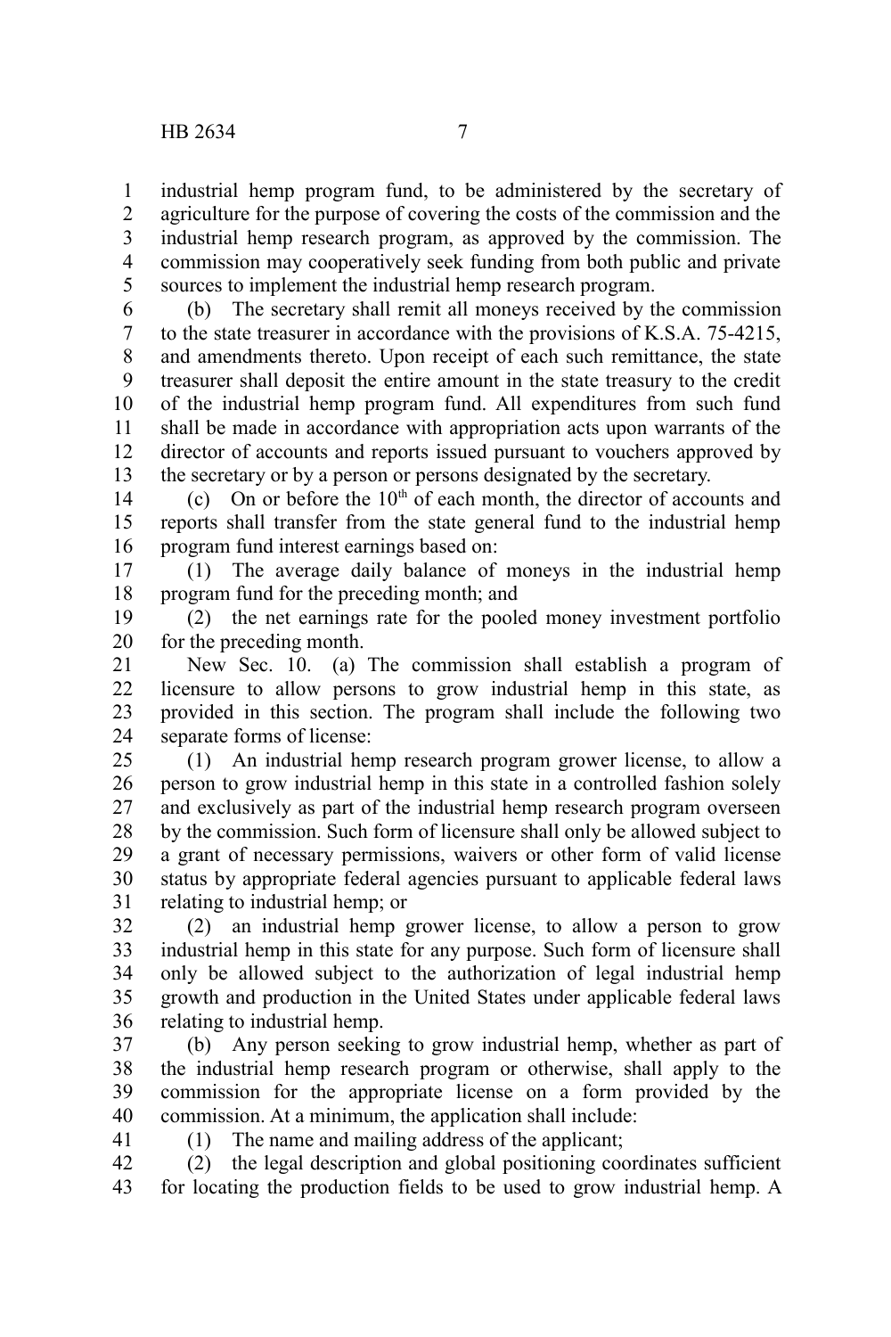industrial hemp program fund, to be administered by the secretary of agriculture for the purpose of covering the costs of the commission and the industrial hemp research program, as approved by the commission. The commission may cooperatively seek funding from both public and private sources to implement the industrial hemp research program.

(b) The secretary shall remit all moneys received by the commission to the state treasurer in accordance with the provisions of K.S.A. 75-4215, and amendments thereto. Upon receipt of each such remittance, the state treasurer shall deposit the entire amount in the state treasury to the credit of the industrial hemp program fund. All expenditures from such fund shall be made in accordance with appropriation acts upon warrants of the director of accounts and reports issued pursuant to vouchers approved by the secretary or by a person or persons designated by the secretary.

(c) On or before the 10th of each month, the director of accounts and reports shall transfer from the state general fund to the industrial hemp program fund interest earnings based on:

(1) The average daily balance of moneys in the industrial hemp program fund for the preceding month; and

(2) the net earnings rate for the pooled money investment portfolio for the preceding month.

New Sec. 10. (a) The commission shall establish a program of licensure to allow persons to grow industrial hemp in this state, as provided in this section. The program shall include the following two separate forms of license:

(1) An industrial hemp research program grower license, to allow a person to grow industrial hemp in this state in a controlled fashion solely and exclusively as part of the industrial hemp research program overseen by the commission. Such form of licensure shall only be allowed subject to a grant of necessary permissions, waivers or other form of valid license status by appropriate federal agencies pursuant to applicable federal laws relating to industrial hemp; or

(2) an industrial hemp grower license, to allow a person to grow industrial hemp in this state for any purpose. Such form of licensure shall only be allowed subject to the authorization of legal industrial hemp growth and production in the United States under applicable federal laws relating to industrial hemp.

(b) Any person seeking to grow industrial hemp, whether as part of the industrial hemp research program or otherwise, shall apply to the commission for the appropriate license on a form provided by the commission. At a minimum, the application shall include:

(1) The name and mailing address of the applicant;

(2) the legal description and global positioning coordinates sufficient for locating the production fields to be used to grow industrial hemp. A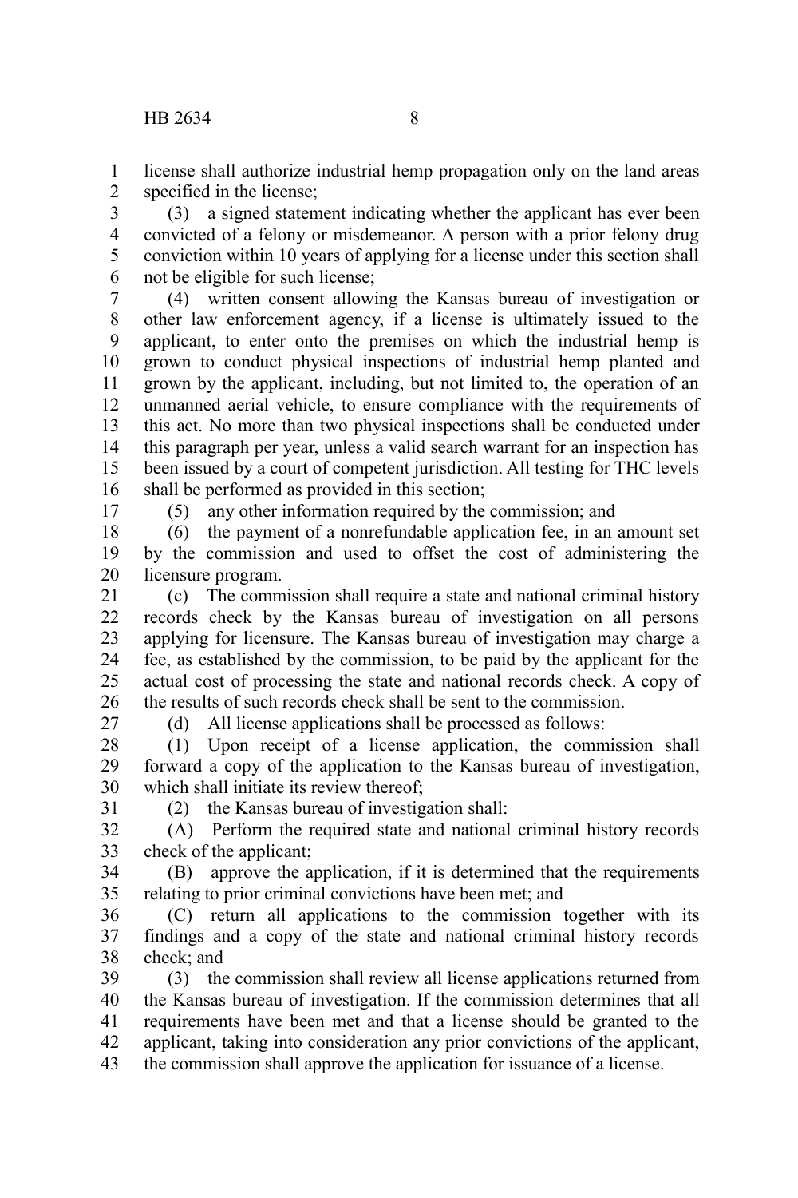license shall authorize industrial hemp propagation only on the land areas specified in the license;

(3) a signed statement indicating whether the applicant has ever been convicted of a felony or misdemeanor. A person with a prior felony drug conviction within 10 years of applying for a license under this section shall not be eligible for such license;

(4) written consent allowing the Kansas bureau of investigation or other law enforcement agency, if a license is ultimately issued to the applicant, to enter onto the premises on which the industrial hemp is grown to conduct physical inspections of industrial hemp planted and grown by the applicant, including, but not limited to, the operation of an unmanned aerial vehicle, to ensure compliance with the requirements of this act. No more than two physical inspections shall be conducted under this paragraph per year, unless a valid search warrant for an inspection has been issued by a court of competent jurisdiction. All testing for THC levels shall be performed as provided in this section;

(5) any other information required by the commission; and

(6) the payment of a nonrefundable application fee, in an amount set by the commission and used to offset the cost of administering the licensure program.

(c) The commission shall require a state and national criminal history records check by the Kansas bureau of investigation on all persons applying for licensure. The Kansas bureau of investigation may charge a fee, as established by the commission, to be paid by the applicant for the actual cost of processing the state and national records check. A copy of the results of such records check shall be sent to the commission.

(d) All license applications shall be processed as follows:

(1) Upon receipt of a license application, the commission shall forward a copy of the application to the Kansas bureau of investigation, which shall initiate its review thereof;

(2) the Kansas bureau of investigation shall:

(A) Perform the required state and national criminal history records check of the applicant;

(B) approve the application, if it is determined that the requirements relating to prior criminal convictions have been met; and

(C) return all applications to the commission together with its findings and a copy of the state and national criminal history records check; and

(3) the commission shall review all license applications returned from the Kansas bureau of investigation. If the commission determines that all requirements have been met and that a license should be granted to the applicant, taking into consideration any prior convictions of the applicant, the commission shall approve the application for issuance of a license.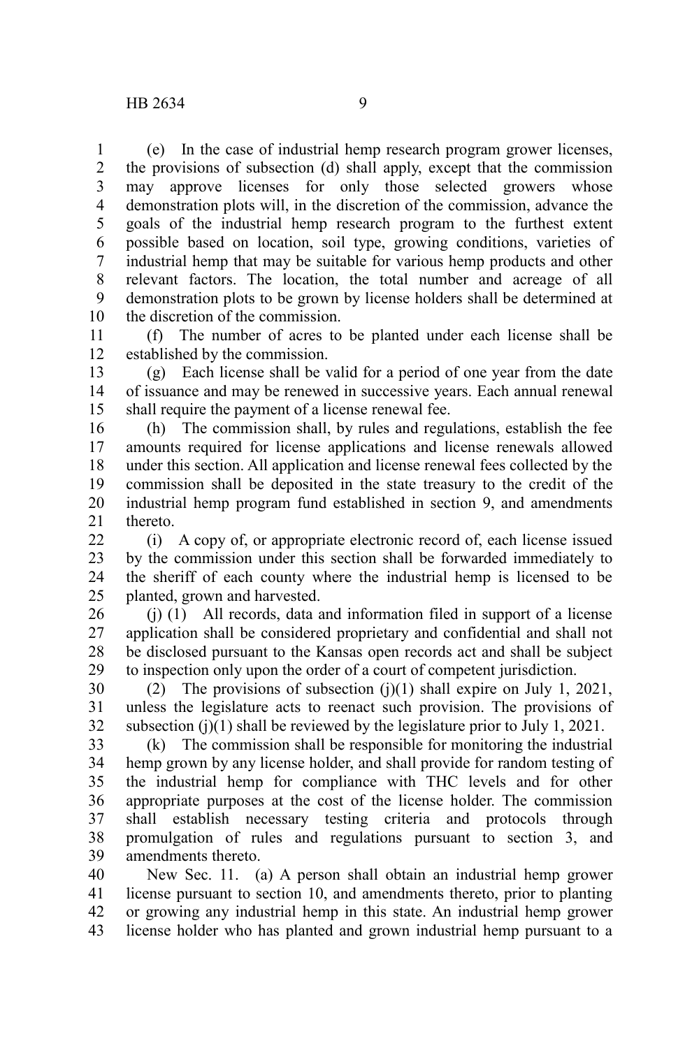(e) In the case of industrial hemp research program grower licenses, the provisions of subsection (d) shall apply, except that the commission may approve licenses for only those selected growers whose demonstration plots will, in the discretion of the commission, advance the goals of the industrial hemp research program to the furthest extent possible based on location, soil type, growing conditions, varieties of industrial hemp that may be suitable for various hemp products and other relevant factors. The location, the total number and acreage of all demonstration plots to be grown by license holders shall be determined at the discretion of the commission.

(f) The number of acres to be planted under each license shall be established by the commission.

(g) Each license shall be valid for a period of one year from the date of issuance and may be renewed in successive years. Each annual renewal shall require the payment of a license renewal fee.

(h) The commission shall, by rules and regulations, establish the fee amounts required for license applications and license renewals allowed under this section. All application and license renewal fees collected by the commission shall be deposited in the state treasury to the credit of the industrial hemp program fund established in section 9, and amendments thereto.

(i) A copy of, or appropriate electronic record of, each license issued by the commission under this section shall be forwarded immediately to the sheriff of each county where the industrial hemp is licensed to be planted, grown and harvested.

(j) (1) All records, data and information filed in support of a license application shall be considered proprietary and confidential and shall not be disclosed pursuant to the Kansas open records act and shall be subject to inspection only upon the order of a court of competent jurisdiction.

(2) The provisions of subsection (j)(1) shall expire on July 1, 2021, unless the legislature acts to reenact such provision. The provisions of subsection (j)(1) shall be reviewed by the legislature prior to July 1, 2021.

(k) The commission shall be responsible for monitoring the industrial hemp grown by any license holder, and shall provide for random testing of the industrial hemp for compliance with THC levels and for other appropriate purposes at the cost of the license holder. The commission shall establish necessary testing criteria and protocols through promulgation of rules and regulations pursuant to section 3, and amendments thereto.

New Sec. 11. (a) A person shall obtain an industrial hemp grower license pursuant to section 10, and amendments thereto, prior to planting or growing any industrial hemp in this state. An industrial hemp grower license holder who has planted and grown industrial hemp pursuant to a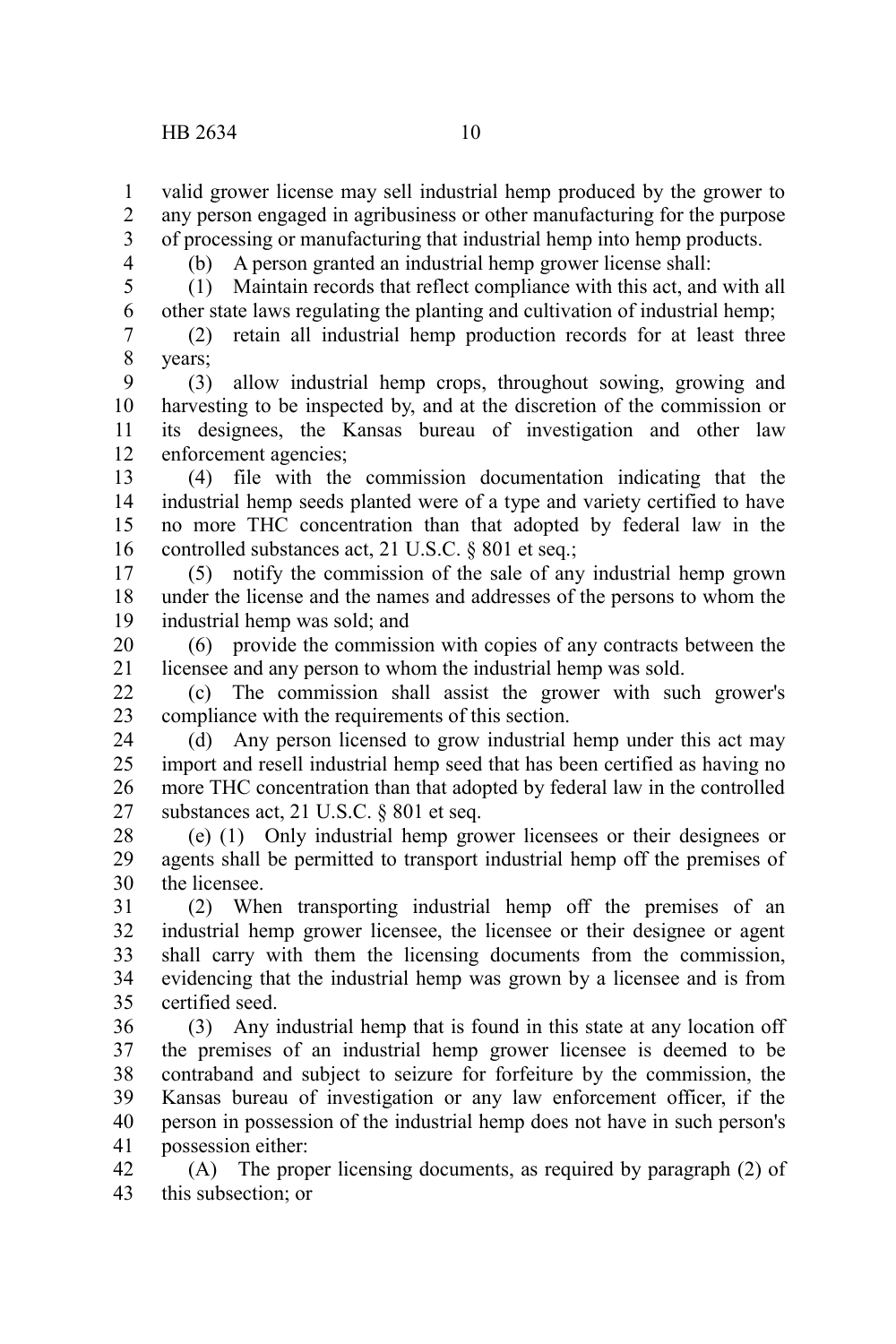valid grower license may sell industrial hemp produced by the grower to any person engaged in agribusiness or other manufacturing for the purpose of processing or manufacturing that industrial hemp into hemp products.

(b) A person granted an industrial hemp grower license shall:

(1) Maintain records that reflect compliance with this act, and with all other state laws regulating the planting and cultivation of industrial hemp;

(2) retain all industrial hemp production records for at least three years;

(3) allow industrial hemp crops, throughout sowing, growing and harvesting to be inspected by, and at the discretion of the commission or its designees, the Kansas bureau of investigation and other law enforcement agencies;

(4) file with the commission documentation indicating that the industrial hemp seeds planted were of a type and variety certified to have no more THC concentration than that adopted by federal law in the controlled substances act, 21 U.S.C. § 801 et seq.;

(5) notify the commission of the sale of any industrial hemp grown under the license and the names and addresses of the persons to whom the industrial hemp was sold; and

(6) provide the commission with copies of any contracts between the licensee and any person to whom the industrial hemp was sold.

(c) The commission shall assist the grower with such grower's compliance with the requirements of this section.

(d) Any person licensed to grow industrial hemp under this act may import and resell industrial hemp seed that has been certified as having no more THC concentration than that adopted by federal law in the controlled substances act, 21 U.S.C. § 801 et seq.

(e) (1) Only industrial hemp grower licensees or their designees or agents shall be permitted to transport industrial hemp off the premises of the licensee.

(2) When transporting industrial hemp off the premises of an industrial hemp grower licensee, the licensee or their designee or agent shall carry with them the licensing documents from the commission, evidencing that the industrial hemp was grown by a licensee and is from certified seed.

(3) Any industrial hemp that is found in this state at any location off the premises of an industrial hemp grower licensee is deemed to be contraband and subject to seizure for forfeiture by the commission, the Kansas bureau of investigation or any law enforcement officer, if the person in possession of the industrial hemp does not have in such person's possession either:

(A) The proper licensing documents, as required by paragraph (2) of this subsection; or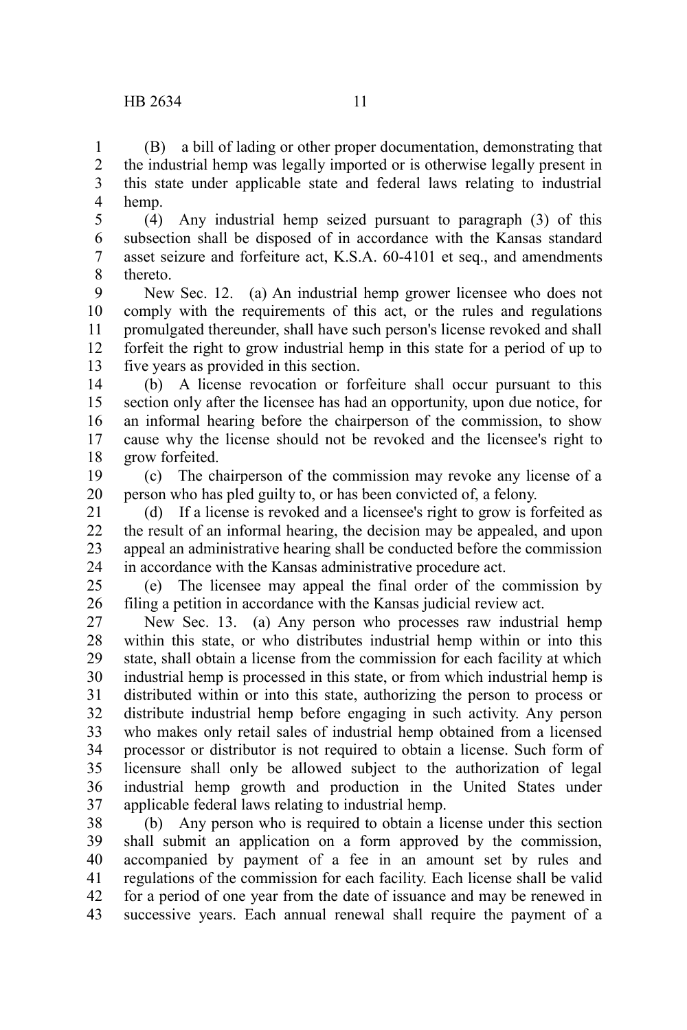(B) a bill of lading or other proper documentation, demonstrating that the industrial hemp was legally imported or is otherwise legally present in this state under applicable state and federal laws relating to industrial hemp.

(4) Any industrial hemp seized pursuant to paragraph (3) of this subsection shall be disposed of in accordance with the Kansas standard asset seizure and forfeiture act, K.S.A. 60-4101 et seq., and amendments thereto.

New Sec. 12. (a) An industrial hemp grower licensee who does not comply with the requirements of this act, or the rules and regulations promulgated thereunder, shall have such person's license revoked and shall forfeit the right to grow industrial hemp in this state for a period of up to five years as provided in this section.

(b) A license revocation or forfeiture shall occur pursuant to this section only after the licensee has had an opportunity, upon due notice, for an informal hearing before the chairperson of the commission, to show cause why the license should not be revoked and the licensee's right to grow forfeited.

(c) The chairperson of the commission may revoke any license of a person who has pled guilty to, or has been convicted of, a felony.

(d) If a license is revoked and a licensee's right to grow is forfeited as the result of an informal hearing, the decision may be appealed, and upon appeal an administrative hearing shall be conducted before the commission in accordance with the Kansas administrative procedure act.

(e) The licensee may appeal the final order of the commission by filing a petition in accordance with the Kansas judicial review act.

New Sec. 13. (a) Any person who processes raw industrial hemp within this state, or who distributes industrial hemp within or into this state, shall obtain a license from the commission for each facility at which industrial hemp is processed in this state, or from which industrial hemp is distributed within or into this state, authorizing the person to process or distribute industrial hemp before engaging in such activity. Any person who makes only retail sales of industrial hemp obtained from a licensed processor or distributor is not required to obtain a license. Such form of licensure shall only be allowed subject to the authorization of legal industrial hemp growth and production in the United States under applicable federal laws relating to industrial hemp.

(b) Any person who is required to obtain a license under this section shall submit an application on a form approved by the commission, accompanied by payment of a fee in an amount set by rules and regulations of the commission for each facility. Each license shall be valid for a period of one year from the date of issuance and may be renewed in successive years. Each annual renewal shall require the payment of a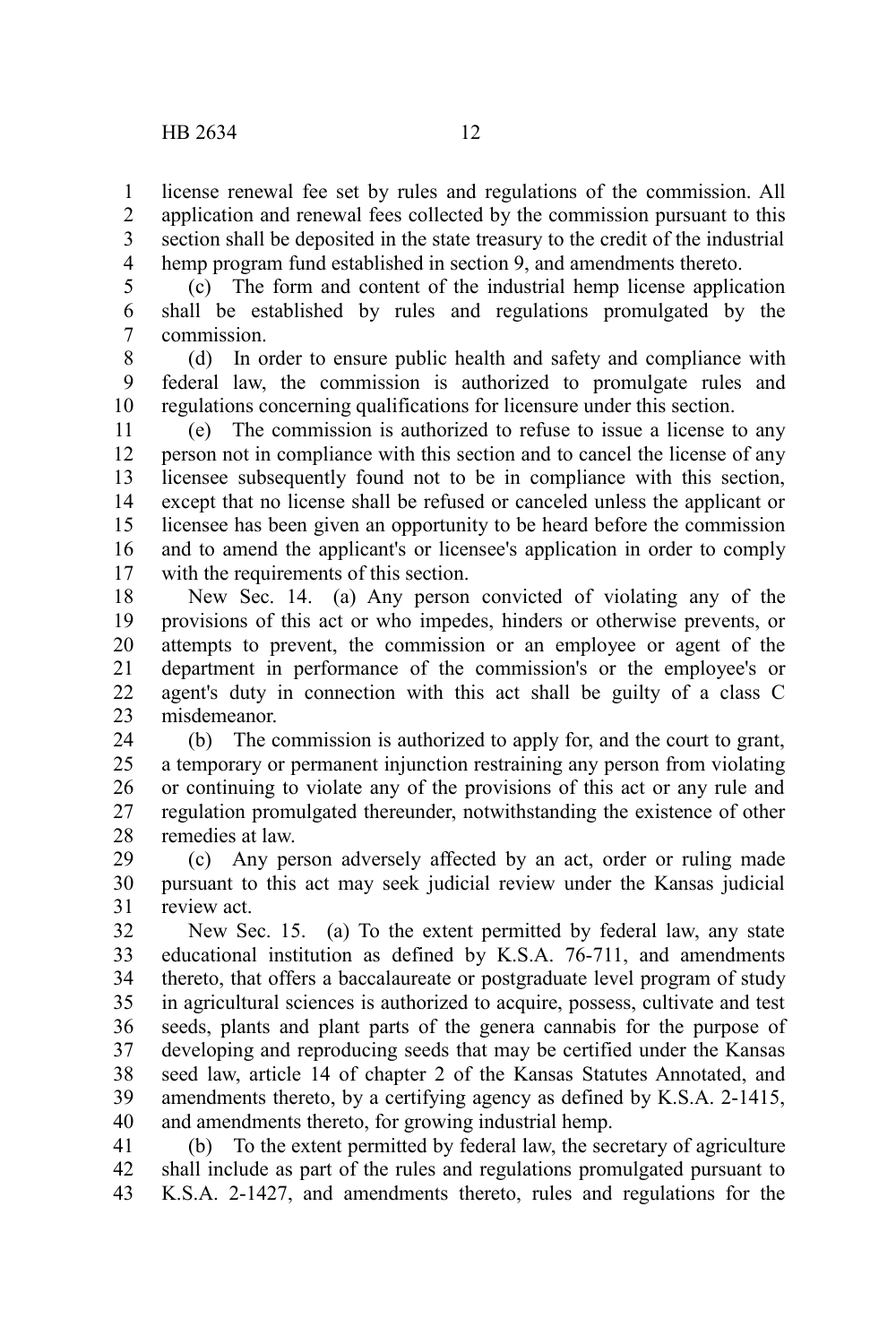license renewal fee set by rules and regulations of the commission. All application and renewal fees collected by the commission pursuant to this section shall be deposited in the state treasury to the credit of the industrial hemp program fund established in section 9, and amendments thereto.

(c) The form and content of the industrial hemp license application shall be established by rules and regulations promulgated by the commission.

(d) In order to ensure public health and safety and compliance with federal law, the commission is authorized to promulgate rules and regulations concerning qualifications for licensure under this section.

(e) The commission is authorized to refuse to issue a license to any person not in compliance with this section and to cancel the license of any licensee subsequently found not to be in compliance with this section, except that no license shall be refused or canceled unless the applicant or licensee has been given an opportunity to be heard before the commission and to amend the applicant's or licensee's application in order to comply with the requirements of this section.

New Sec. 14. (a) Any person convicted of violating any of the provisions of this act or who impedes, hinders or otherwise prevents, or attempts to prevent, the commission or an employee or agent of the department in performance of the commission's or the employee's or agent's duty in connection with this act shall be guilty of a class C misdemeanor.

(b) The commission is authorized to apply for, and the court to grant, a temporary or permanent injunction restraining any person from violating or continuing to violate any of the provisions of this act or any rule and regulation promulgated thereunder, notwithstanding the existence of other remedies at law.

(c) Any person adversely affected by an act, order or ruling made pursuant to this act may seek judicial review under the Kansas judicial review act.

New Sec. 15. (a) To the extent permitted by federal law, any state educational institution as defined by K.S.A. 76-711, and amendments thereto, that offers a baccalaureate or postgraduate level program of study in agricultural sciences is authorized to acquire, possess, cultivate and test seeds, plants and plant parts of the genera cannabis for the purpose of developing and reproducing seeds that may be certified under the Kansas seed law, article 14 of chapter 2 of the Kansas Statutes Annotated, and amendments thereto, by a certifying agency as defined by K.S.A. 2-1415, and amendments thereto, for growing industrial hemp.

(b) To the extent permitted by federal law, the secretary of agriculture shall include as part of the rules and regulations promulgated pursuant to K.S.A. 2-1427, and amendments thereto, rules and regulations for the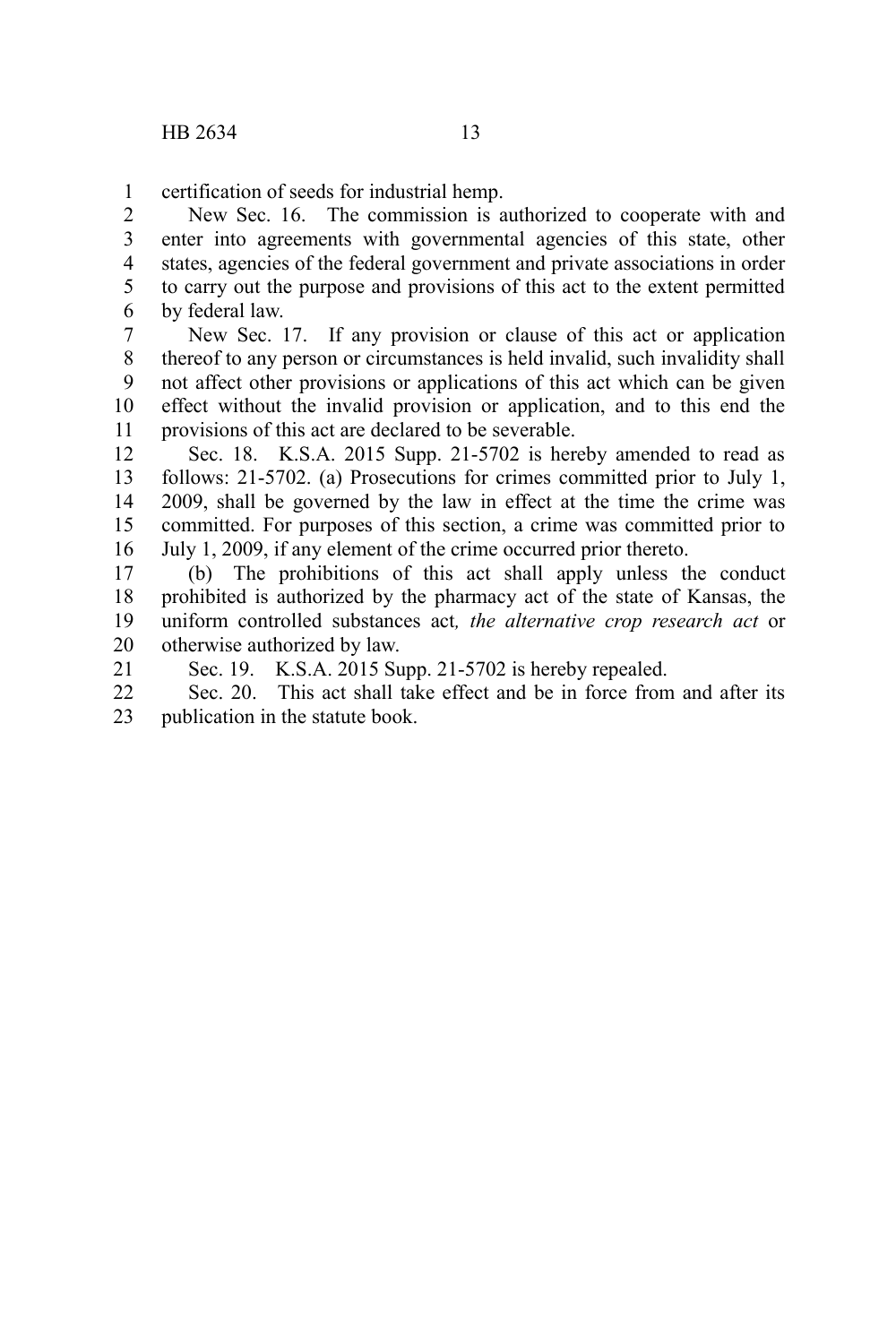certification of seeds for industrial hemp.

New Sec. 16. The commission is authorized to cooperate with and enter into agreements with governmental agencies of this state, other states, agencies of the federal government and private associations in order to carry out the purpose and provisions of this act to the extent permitted by federal law.

New Sec. 17. If any provision or clause of this act or application thereof to any person or circumstances is held invalid, such invalidity shall not affect other provisions or applications of this act which can be given effect without the invalid provision or application, and to this end the provisions of this act are declared to be severable.

Sec. 18. K.S.A. 2015 Supp. 21-5702 is hereby amended to read as follows: 21-5702. (a) Prosecutions for crimes committed prior to July 1, 2009, shall be governed by the law in effect at the time the crime was committed. For purposes of this section, a crime was committed prior to July 1, 2009, if any element of the crime occurred prior thereto.

(b) The prohibitions of this act shall apply unless the conduct prohibited is authorized by the pharmacy act of the state of Kansas, the uniform controlled substances act*, the alternative crop research act* or otherwise authorized by law.

Sec. 19. K.S.A. 2015 Supp. 21-5702 is hereby repealed.

Sec. 20. This act shall take effect and be in force from and after its publication in the statute book.